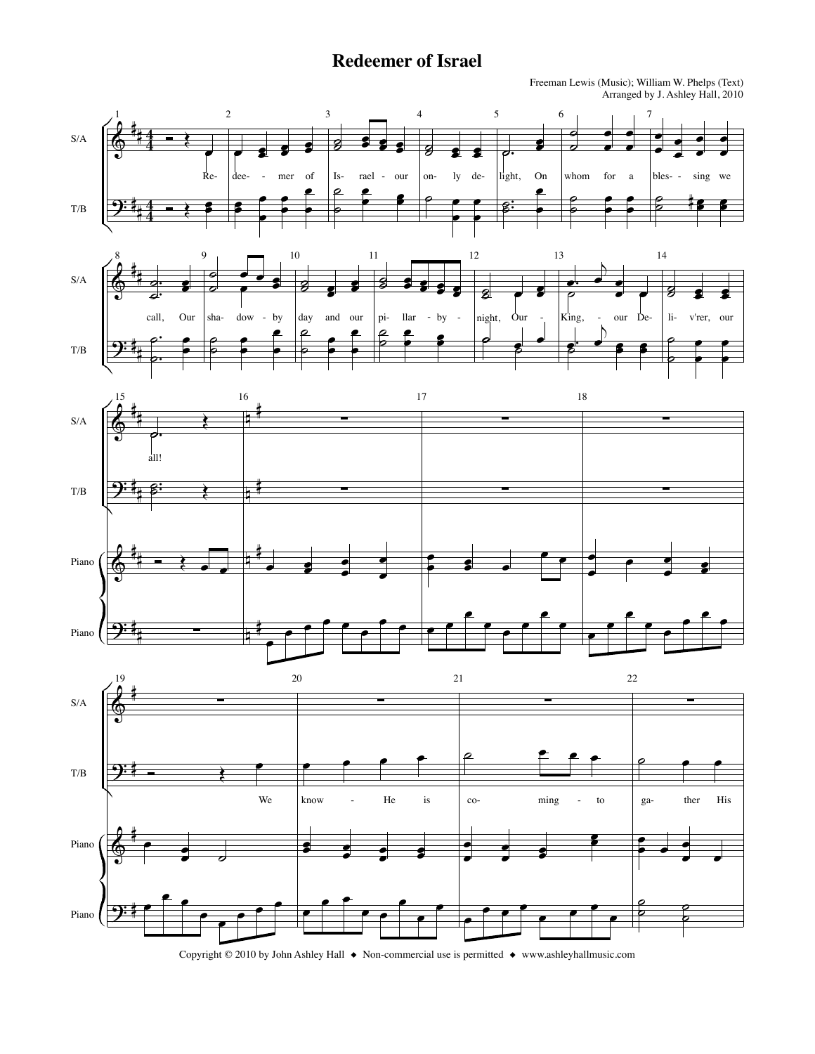# Redeemer of Israel

Freeman Lewis (Music); William W. Phelps (Text)
Arranged by J. Ashley Hall, 2010

Copyright © 2010 by John Ashley Hall ◆ Non-commercial use is permitted ◆ www.ashleyhallmusic.com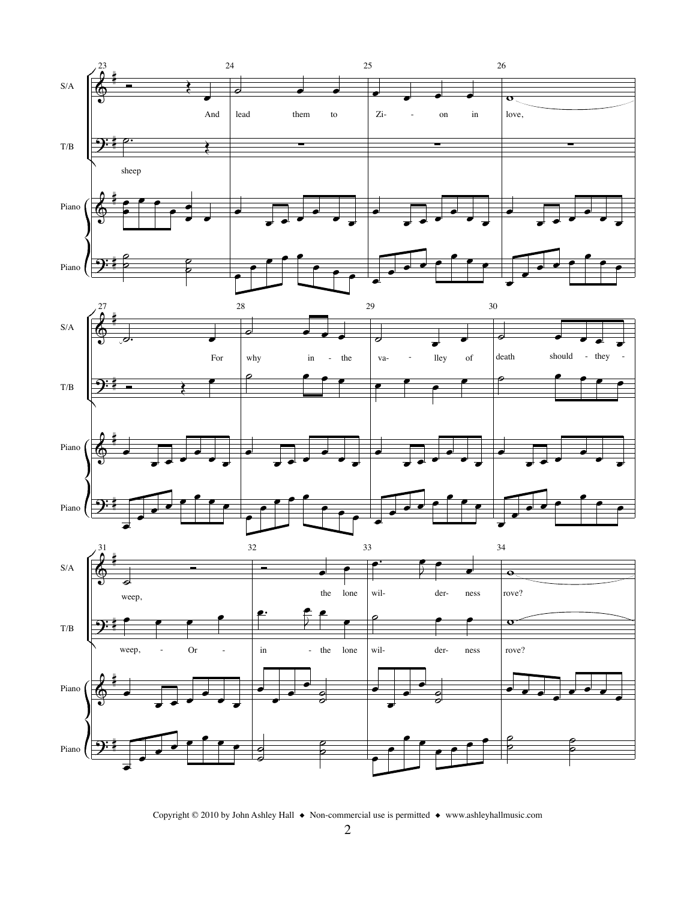S/A: And lead them to Zi- on in love,

T/B: sheep

S/A: For why in - the va- lley of death should - they - weep, the lone wil- der- ness rove?

T/B: weep, - Or - in - the lone wil- der- ness rove?

Copyright © 2010 by John Ashley Hall ◆ Non-commercial use is permitted ◆ www.ashleyhallmusic.com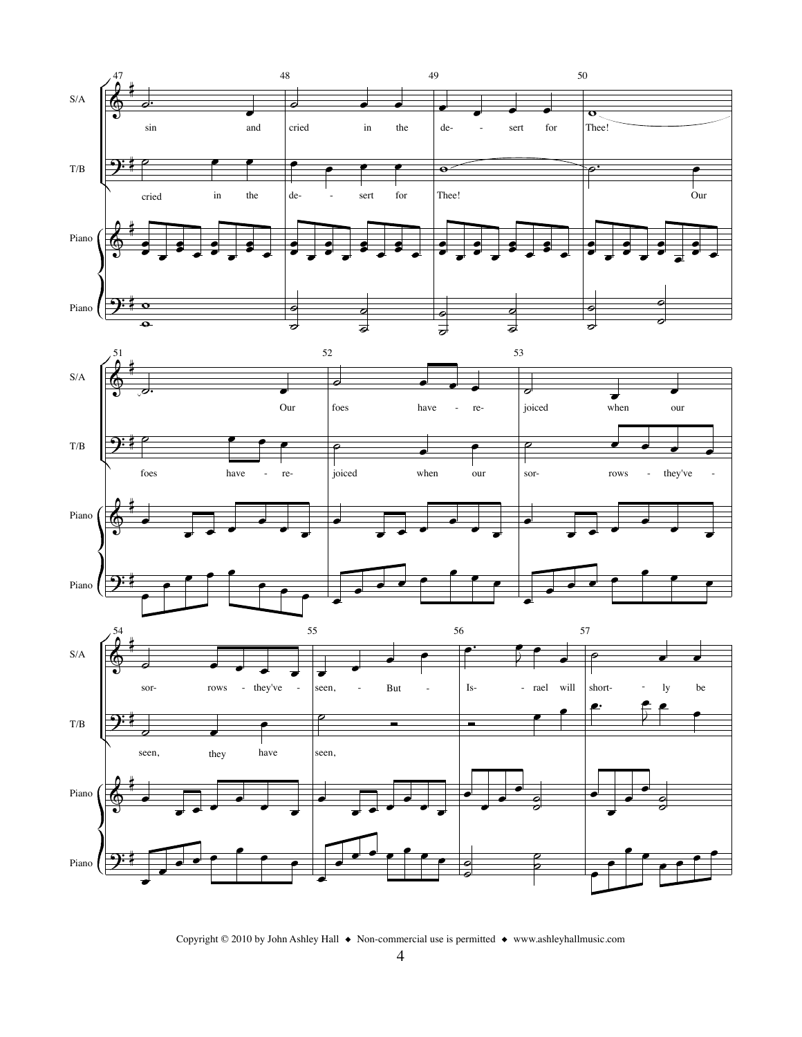S/A: sin and cried in the de- sert for Thee! Our foes have re- joiced when our sor- rows they've seen, But Is- rael will short- ly be

T/B: cried in the de- sert for Thee! Our foes have re- joiced when our sor- rows they've seen, they have seen,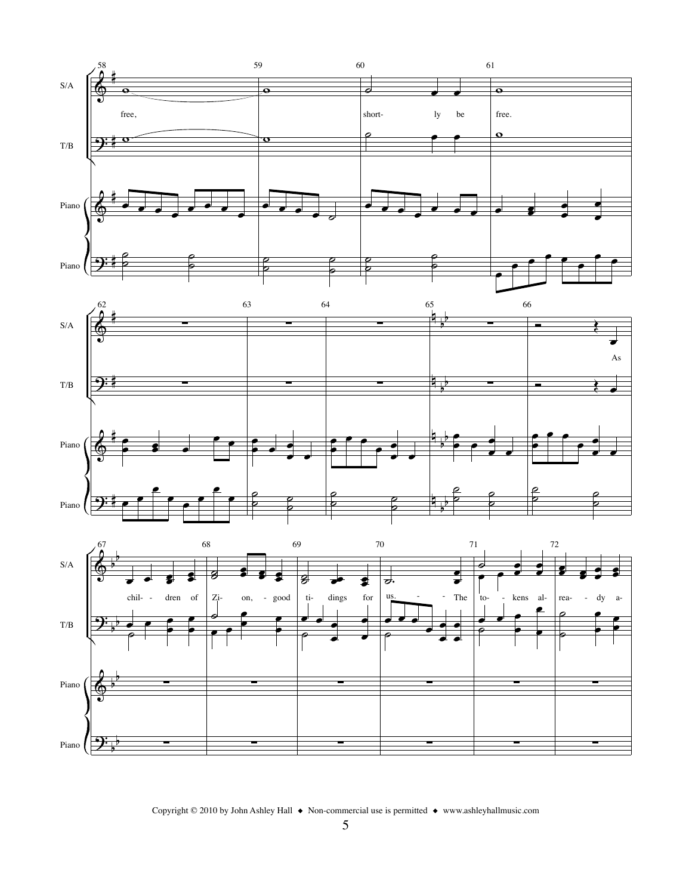S/A: free, shortly be free.

T/B

Piano

S/A: As children of Zion, good tidings for us. The tokens already a-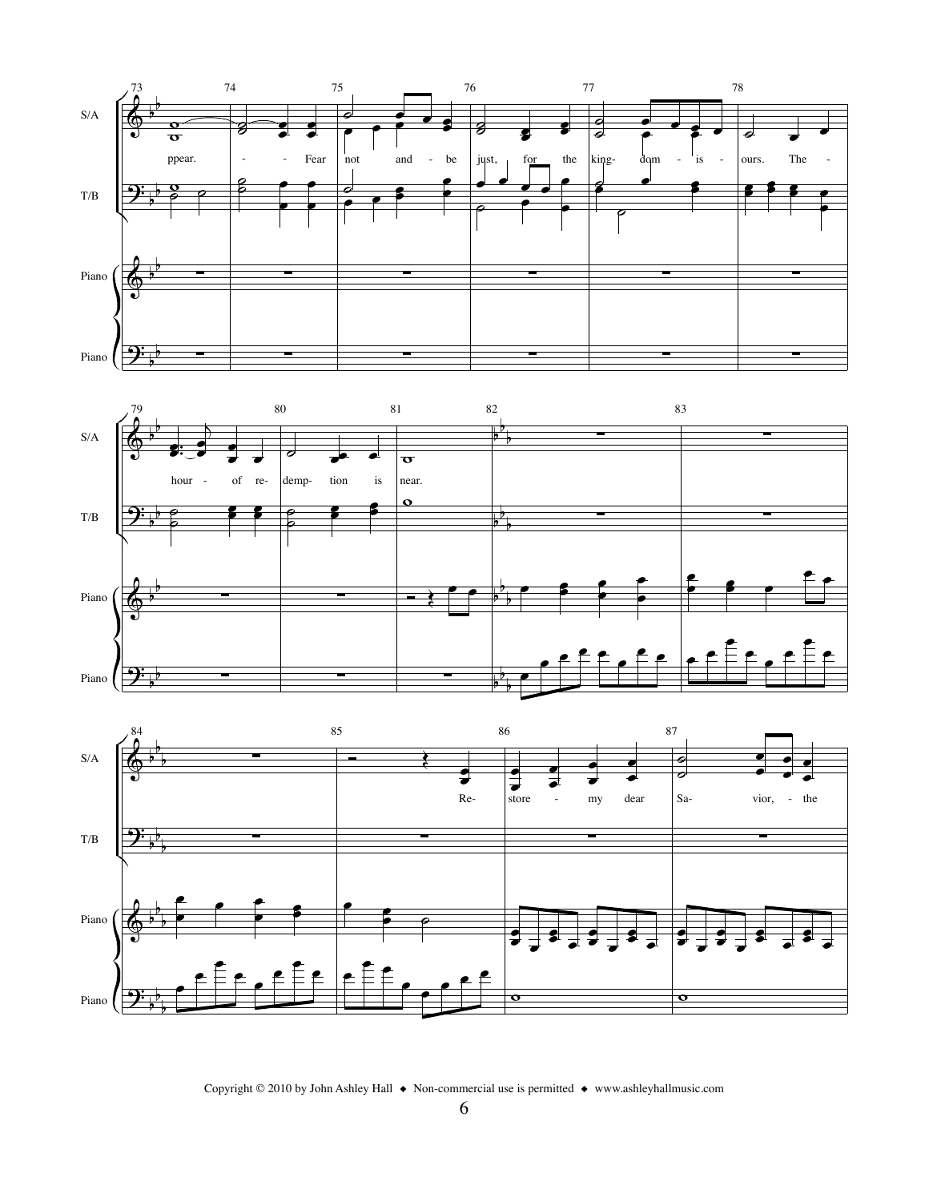S/A
T/B
Piano

73 74 75 76 77 78

ppear. - - Fear not and - be just, for the king- dom - is - ours. The -

79 80 81 82 83

hour - of re- demp- tion is near.

84 85 86 87

Re- store - my dear Sa- vior, - the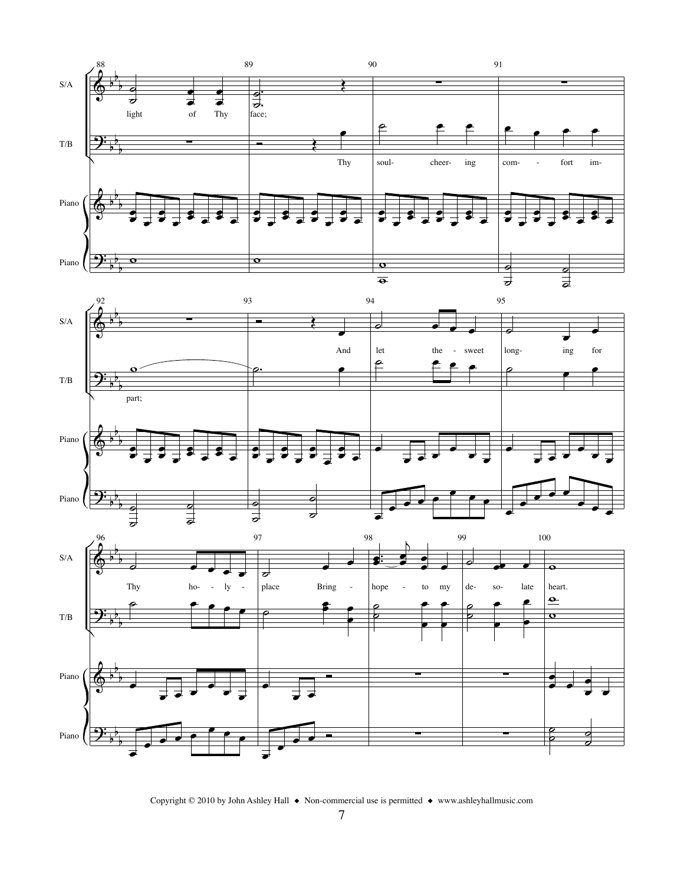light of Thy face;

Thy soul-cheering comfort impart;

And let the sweet longing for Thy holy place Bring hope to my desolate heart.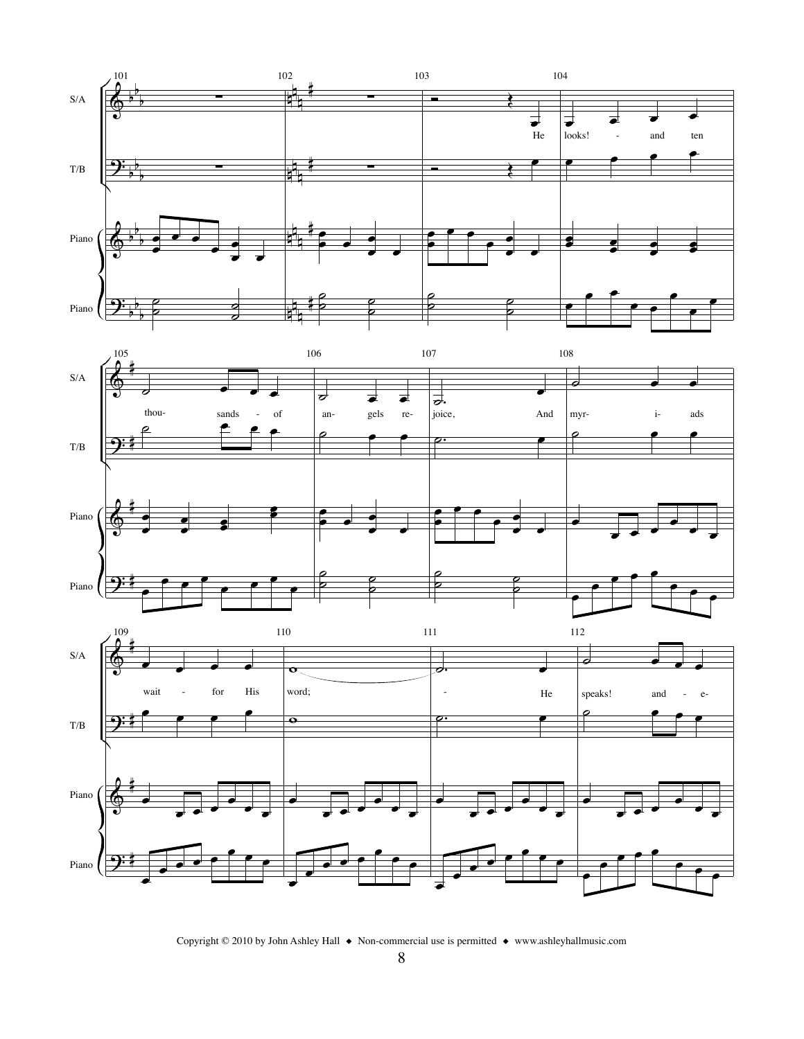He looks! - and ten thou- sands - of an- gels re- joice, And myr- i- ads wait - for His word; - He speaks! and - e-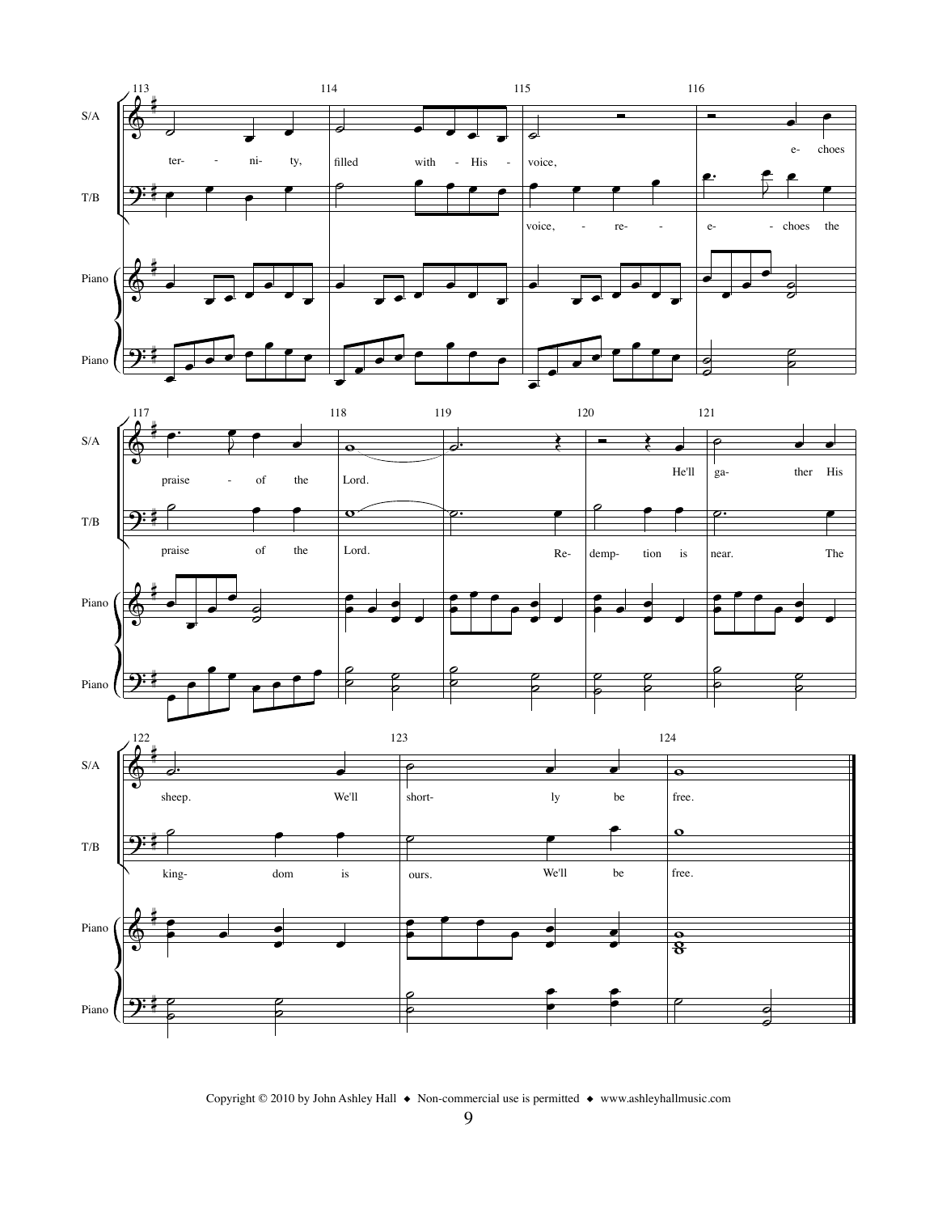Copyright © 2010 by John Ashley Hall ◆ Non-commercial use is permitted ◆ www.ashleyhallmusic.com